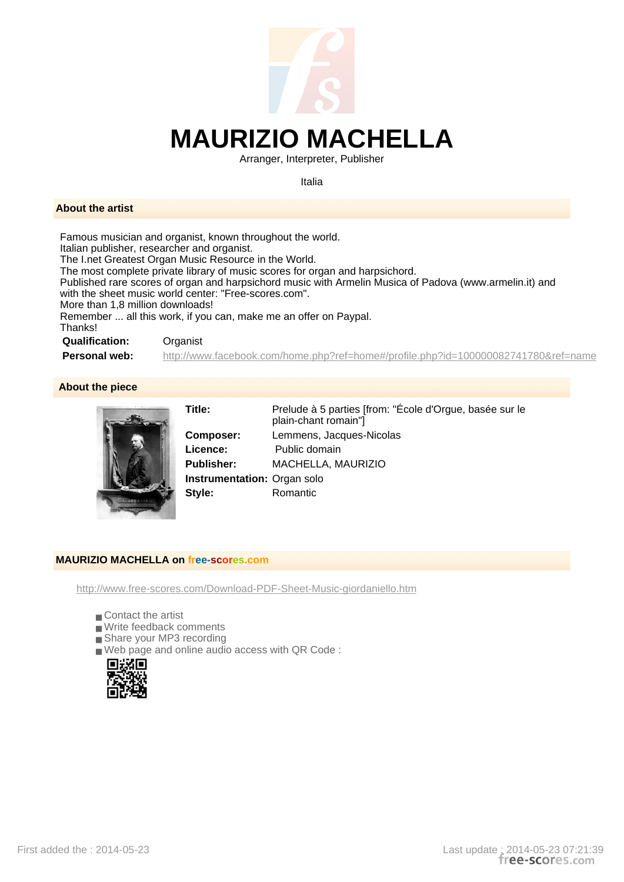# MAURIZIO MACHELLA

Arranger, Interpreter, Publisher

Italia

## About the artist

Famous musician and organist, known throughout the world.
Italian publisher, researcher and organist.
The I.net Greatest Organ Music Resource in the World.
The most complete private library of music scores for organ and harpsichord.
Published rare scores of organ and harpsichord music with Armelin Musica of Padova (www.armelin.it) and with the sheet music world center: "Free-scores.com".
More than 1,8 million downloads!
Remember ... all this work, if you can, make me an offer on Paypal.
Thanks!

**Qualification:** Organist

**Personal web:** http://www.facebook.com/home.php?ref=home#/profile.php?id=100000082741780&ref=name

## About the piece

**Title:** Prelude à 5 parties [from: "École d'Orgue, basée sur le plain-chant romain"]

**Composer:** Lemmens, Jacques-Nicolas

**Licence:** Public domain

**Publisher:** MACHELLA, MAURIZIO

**Instrumentation:** Organ solo

**Style:** Romantic

## MAURIZIO MACHELLA on free-scores.com

http://www.free-scores.com/Download-PDF-Sheet-Music-giordaniello.htm

- Contact the artist
- Write feedback comments
- Share your MP3 recording
- Web page and online audio access with QR Code :

First added the : 2014-05-23

Last update : 2014-05-23 07:21:39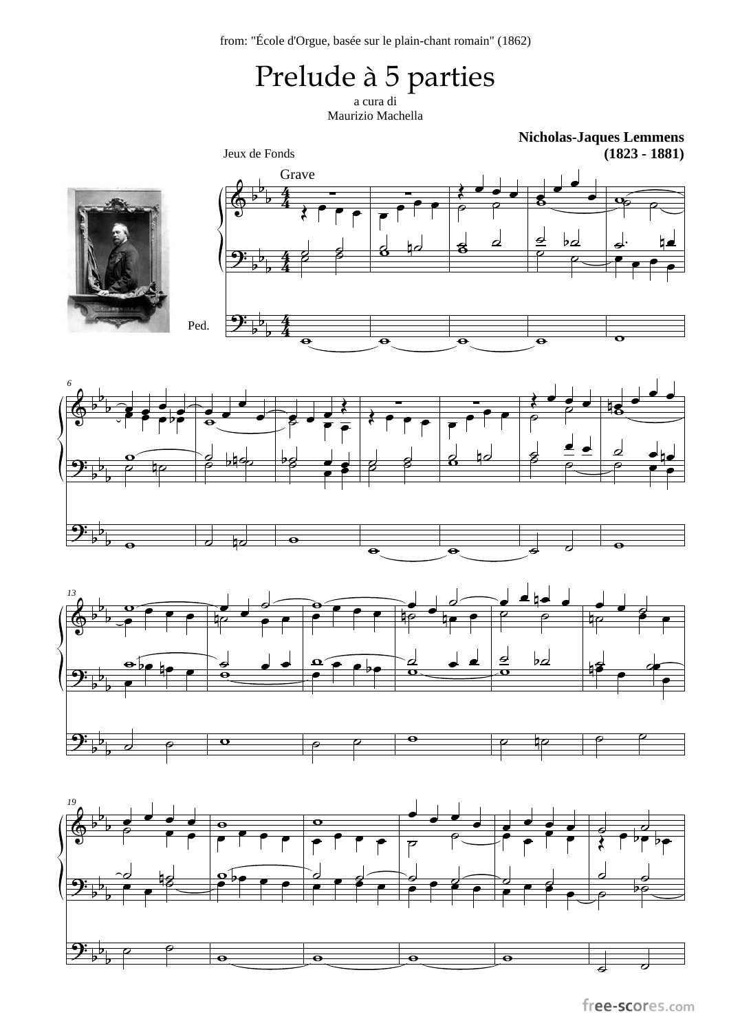from: "École d'Orgue, basée sur le plain-chant romain" (1862)

# Prelude à 5 parties

a cura di
Maurizio Machella

**Nicholas-Jaques Lemmens**
**(1823 - 1881)**

Jeux de Fonds

Grave

Ped.